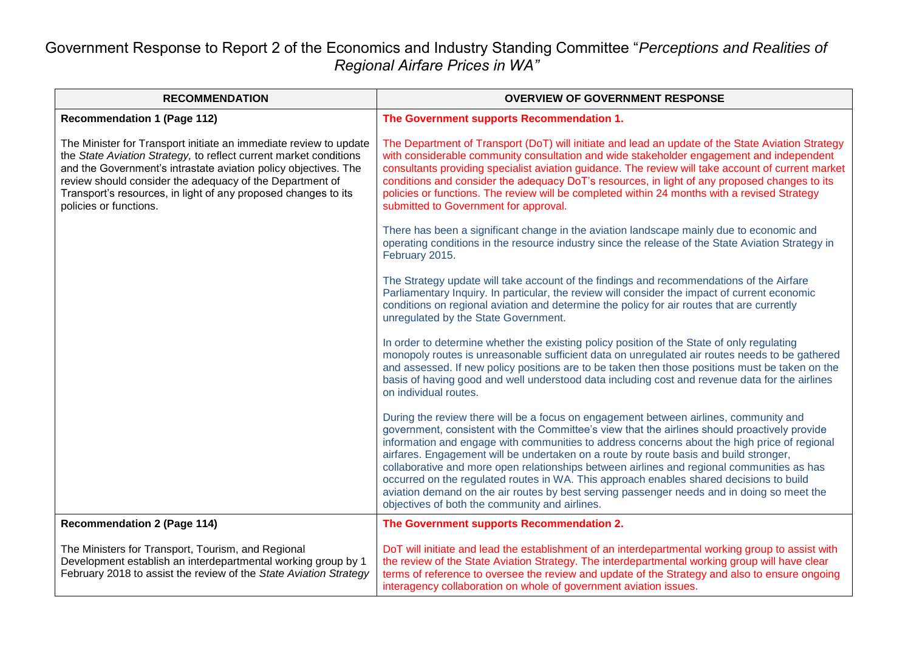# Government Response to Report 2 of the Economics and Industry Standing Committee "*Perceptions and Realities of Regional Airfare Prices in WA"*

| RECOMMENDATION | OVERVIEW OF GOVERNMENT RESPONSE |
|---|---|
| **Recommendation 1 (Page 112)**<br><br>The Minister for Transport initiate an immediate review to update the *State Aviation Strategy,* to reflect current market conditions and the Government's intrastate aviation policy objectives. The review should consider the adequacy of the Department of Transport's resources, in light of any proposed changes to its policies or functions. | **The Government supports Recommendation 1.**<br><br>The Department of Transport (DoT) will initiate and lead an update of the State Aviation Strategy with considerable community consultation and wide stakeholder engagement and independent consultants providing specialist aviation guidance. The review will take account of current market conditions and consider the adequacy DoT's resources, in light of any proposed changes to its policies or functions. The review will be completed within 24 months with a revised Strategy submitted to Government for approval.<br><br>There has been a significant change in the aviation landscape mainly due to economic and operating conditions in the resource industry since the release of the State Aviation Strategy in February 2015.<br><br>The Strategy update will take account of the findings and recommendations of the Airfare Parliamentary Inquiry. In particular, the review will consider the impact of current economic conditions on regional aviation and determine the policy for air routes that are currently unregulated by the State Government.<br><br>In order to determine whether the existing policy position of the State of only regulating monopoly routes is unreasonable sufficient data on unregulated air routes needs to be gathered and assessed. If new policy positions are to be taken then those positions must be taken on the basis of having good and well understood data including cost and revenue data for the airlines on individual routes.<br><br>During the review there will be a focus on engagement between airlines, community and government, consistent with the Committee's view that the airlines should proactively provide information and engage with communities to address concerns about the high price of regional airfares. Engagement will be undertaken on a route by route basis and build stronger, collaborative and more open relationships between airlines and regional communities as has occurred on the regulated routes in WA. This approach enables shared decisions to build aviation demand on the air routes by best serving passenger needs and in doing so meet the objectives of both the community and airlines. |
| **Recommendation 2 (Page 114)**<br><br>The Ministers for Transport, Tourism, and Regional Development establish an interdepartmental working group by 1 February 2018 to assist the review of the *State Aviation Strategy* | **The Government supports Recommendation 2.**<br><br>DoT will initiate and lead the establishment of an interdepartmental working group to assist with the review of the State Aviation Strategy. The interdepartmental working group will have clear terms of reference to oversee the review and update of the Strategy and also to ensure ongoing interagency collaboration on whole of government aviation issues. |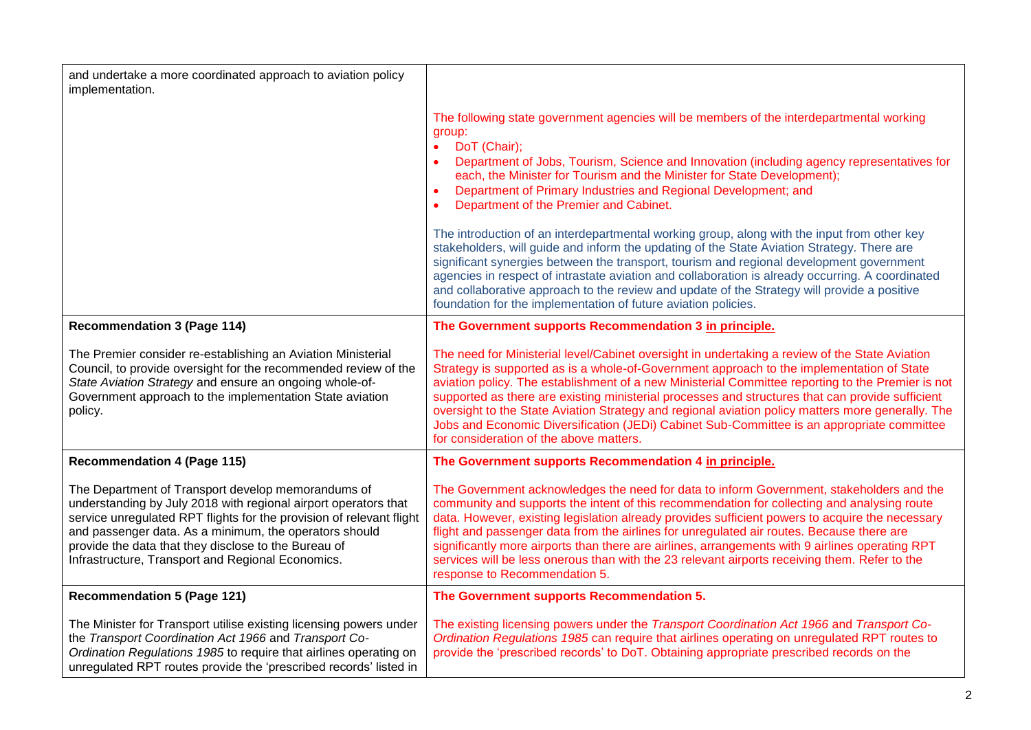| | |
|---|---|
| and undertake a more coordinated approach to aviation policy implementation. | The following state government agencies will be members of the interdepartmental working group:<br>• DoT (Chair);<br>• Department of Jobs, Tourism, Science and Innovation (including agency representatives for each, the Minister for Tourism and the Minister for State Development);<br>• Department of Primary Industries and Regional Development; and<br>• Department of the Premier and Cabinet.<br><br>The introduction of an interdepartmental working group, along with the input from other key stakeholders, will guide and inform the updating of the State Aviation Strategy. There are significant synergies between the transport, tourism and regional development government agencies in respect of intrastate aviation and collaboration is already occurring. A coordinated and collaborative approach to the review and update of the Strategy will provide a positive foundation for the implementation of future aviation policies. |
| **Recommendation 3 (Page 114)**<br><br>The Premier consider re-establishing an Aviation Ministerial Council, to provide oversight for the recommended review of the *State Aviation Strategy* and ensure an ongoing whole-of-Government approach to the implementation State aviation policy. | **The Government supports Recommendation 3 in principle.**<br><br>The need for Ministerial level/Cabinet oversight in undertaking a review of the State Aviation Strategy is supported as is a whole-of-Government approach to the implementation of State aviation policy. The establishment of a new Ministerial Committee reporting to the Premier is not supported as there are existing ministerial processes and structures that can provide sufficient oversight to the State Aviation Strategy and regional aviation policy matters more generally. The Jobs and Economic Diversification (JEDi) Cabinet Sub-Committee is an appropriate committee for consideration of the above matters. |
| **Recommendation 4 (Page 115)**<br><br>The Department of Transport develop memorandums of understanding by July 2018 with regional airport operators that service unregulated RPT flights for the provision of relevant flight and passenger data. As a minimum, the operators should provide the data that they disclose to the Bureau of Infrastructure, Transport and Regional Economics. | **The Government supports Recommendation 4 in principle.**<br><br>The Government acknowledges the need for data to inform Government, stakeholders and the community and supports the intent of this recommendation for collecting and analysing route data. However, existing legislation already provides sufficient powers to acquire the necessary flight and passenger data from the airlines for unregulated air routes. Because there are significantly more airports than there are airlines, arrangements with 9 airlines operating RPT services will be less onerous than with the 23 relevant airports receiving them. Refer to the response to Recommendation 5. |
| **Recommendation 5 (Page 121)**<br><br>The Minister for Transport utilise existing licensing powers under the *Transport Coordination Act 1966* and *Transport Co-Ordination Regulations 1985* to require that airlines operating on unregulated RPT routes provide the 'prescribed records' listed in | **The Government supports Recommendation 5.**<br><br>The existing licensing powers under the *Transport Coordination Act 1966* and *Transport Co-Ordination Regulations 1985* can require that airlines operating on unregulated RPT routes to provide the 'prescribed records' to DoT. Obtaining appropriate prescribed records on the |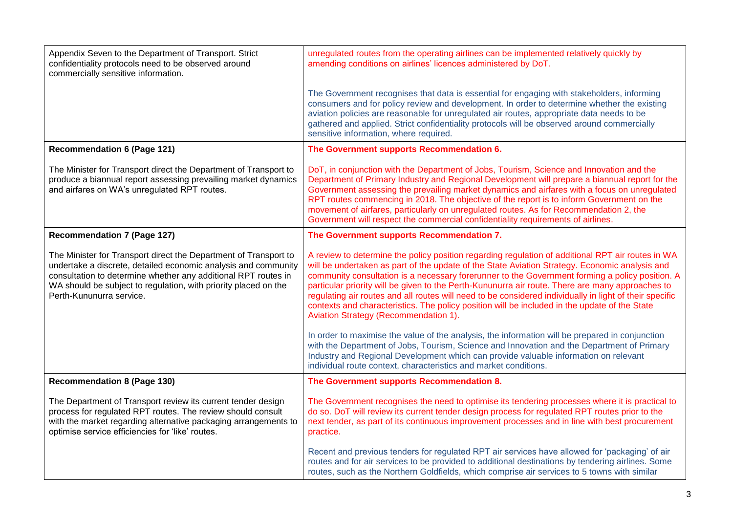| | |
|---|---|
| Appendix Seven to the Department of Transport. Strict confidentiality protocols need to be observed around commercially sensitive information. | unregulated routes from the operating airlines can be implemented relatively quickly by amending conditions on airlines' licences administered by DoT.<br><br>The Government recognises that data is essential for engaging with stakeholders, informing consumers and for policy review and development. In order to determine whether the existing aviation policies are reasonable for unregulated air routes, appropriate data needs to be gathered and applied. Strict confidentiality protocols will be observed around commercially sensitive information, where required. |
| **Recommendation 6 (Page 121)**<br><br>The Minister for Transport direct the Department of Transport to produce a biannual report assessing prevailing market dynamics and airfares on WA's unregulated RPT routes. | **The Government supports Recommendation 6.**<br><br>DoT, in conjunction with the Department of Jobs, Tourism, Science and Innovation and the Department of Primary Industry and Regional Development will prepare a biannual report for the Government assessing the prevailing market dynamics and airfares with a focus on unregulated RPT routes commencing in 2018. The objective of the report is to inform Government on the movement of airfares, particularly on unregulated routes. As for Recommendation 2, the Government will respect the commercial confidentiality requirements of airlines. |
| **Recommendation 7 (Page 127)**<br><br>The Minister for Transport direct the Department of Transport to undertake a discrete, detailed economic analysis and community consultation to determine whether any additional RPT routes in WA should be subject to regulation, with priority placed on the Perth-Kununurra service. | **The Government supports Recommendation 7.**<br><br>A review to determine the policy position regarding regulation of additional RPT air routes in WA will be undertaken as part of the update of the State Aviation Strategy. Economic analysis and community consultation is a necessary forerunner to the Government forming a policy position. A particular priority will be given to the Perth-Kununurra air route. There are many approaches to regulating air routes and all routes will need to be considered individually in light of their specific contexts and characteristics. The policy position will be included in the update of the State Aviation Strategy (Recommendation 1).<br><br>In order to maximise the value of the analysis, the information will be prepared in conjunction with the Department of Jobs, Tourism, Science and Innovation and the Department of Primary Industry and Regional Development which can provide valuable information on relevant individual route context, characteristics and market conditions. |
| **Recommendation 8 (Page 130)**<br><br>The Department of Transport review its current tender design process for regulated RPT routes. The review should consult with the market regarding alternative packaging arrangements to optimise service efficiencies for 'like' routes. | **The Government supports Recommendation 8.**<br><br>The Government recognises the need to optimise its tendering processes where it is practical to do so. DoT will review its current tender design process for regulated RPT routes prior to the next tender, as part of its continuous improvement processes and in line with best procurement practice.<br><br>Recent and previous tenders for regulated RPT air services have allowed for 'packaging' of air routes and for air services to be provided to additional destinations by tendering airlines. Some routes, such as the Northern Goldfields, which comprise air services to 5 towns with similar |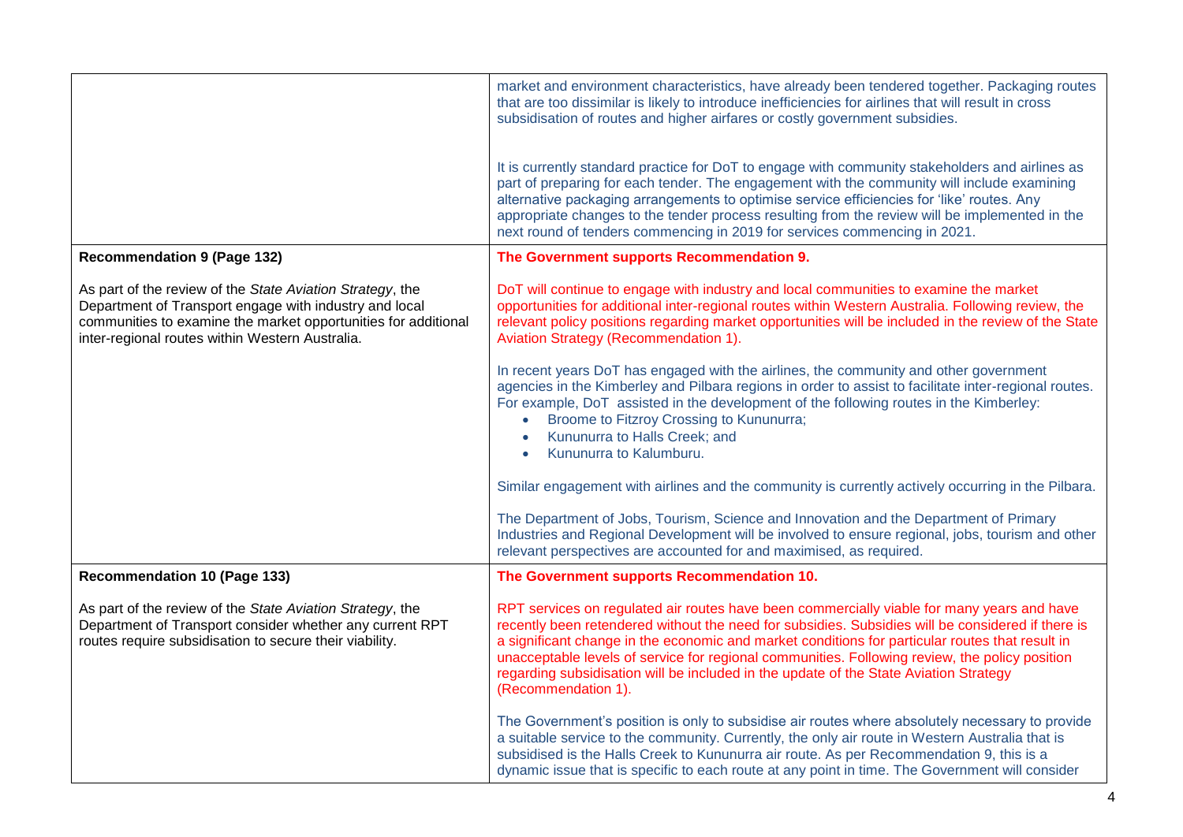| | |
|---|---|
| | market and environment characteristics, have already been tendered together. Packaging routes that are too dissimilar is likely to introduce inefficiencies for airlines that will result in cross subsidisation of routes and higher airfares or costly government subsidies.<br><br>It is currently standard practice for DoT to engage with community stakeholders and airlines as part of preparing for each tender. The engagement with the community will include examining alternative packaging arrangements to optimise service efficiencies for 'like' routes. Any appropriate changes to the tender process resulting from the review will be implemented in the next round of tenders commencing in 2019 for services commencing in 2021. |
| **Recommendation 9 (Page 132)**<br><br>As part of the review of the *State Aviation Strategy*, the Department of Transport engage with industry and local communities to examine the market opportunities for additional inter-regional routes within Western Australia. | **The Government supports Recommendation 9.**<br><br>DoT will continue to engage with industry and local communities to examine the market opportunities for additional inter-regional routes within Western Australia. Following review, the relevant policy positions regarding market opportunities will be included in the review of the State Aviation Strategy (Recommendation 1).<br><br>In recent years DoT has engaged with the airlines, the community and other government agencies in the Kimberley and Pilbara regions in order to assist to facilitate inter-regional routes. For example, DoT assisted in the development of the following routes in the Kimberley:<br>• Broome to Fitzroy Crossing to Kununurra;<br>• Kununurra to Halls Creek; and<br>• Kununurra to Kalumburu.<br><br>Similar engagement with airlines and the community is currently actively occurring in the Pilbara.<br><br>The Department of Jobs, Tourism, Science and Innovation and the Department of Primary Industries and Regional Development will be involved to ensure regional, jobs, tourism and other relevant perspectives are accounted for and maximised, as required. |
| **Recommendation 10 (Page 133)**<br><br>As part of the review of the *State Aviation Strategy*, the Department of Transport consider whether any current RPT routes require subsidisation to secure their viability. | **The Government supports Recommendation 10.**<br><br>RPT services on regulated air routes have been commercially viable for many years and have recently been retendered without the need for subsidies. Subsidies will be considered if there is a significant change in the economic and market conditions for particular routes that result in unacceptable levels of service for regional communities. Following review, the policy position regarding subsidisation will be included in the update of the State Aviation Strategy (Recommendation 1).<br><br>The Government's position is only to subsidise air routes where absolutely necessary to provide a suitable service to the community. Currently, the only air route in Western Australia that is subsidised is the Halls Creek to Kununurra air route. As per Recommendation 9, this is a dynamic issue that is specific to each route at any point in time. The Government will consider |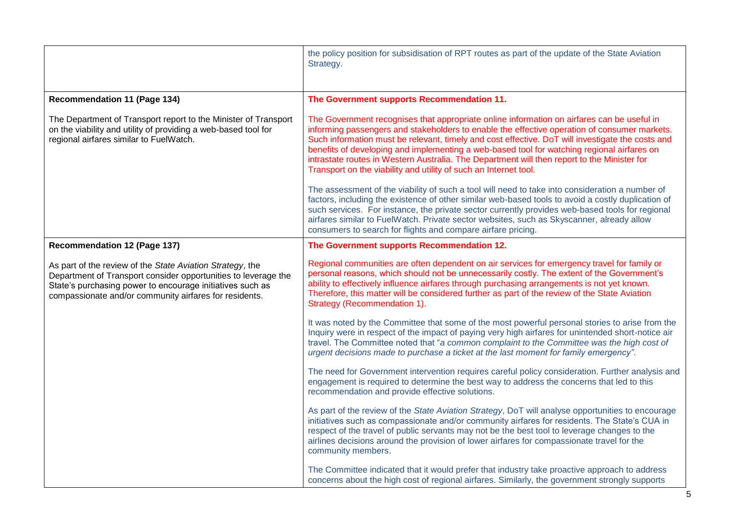| | |
|---|---|
| | the policy position for subsidisation of RPT routes as part of the update of the State Aviation Strategy. |
| **Recommendation 11 (Page 134)**<br><br>The Department of Transport report to the Minister of Transport on the viability and utility of providing a web-based tool for regional airfares similar to FuelWatch. | **The Government supports Recommendation 11.**<br><br>The Government recognises that appropriate online information on airfares can be useful in informing passengers and stakeholders to enable the effective operation of consumer markets. Such information must be relevant, timely and cost effective. DoT will investigate the costs and benefits of developing and implementing a web-based tool for watching regional airfares on intrastate routes in Western Australia. The Department will then report to the Minister for Transport on the viability and utility of such an Internet tool.<br><br>The assessment of the viability of such a tool will need to take into consideration a number of factors, including the existence of other similar web-based tools to avoid a costly duplication of such services. For instance, the private sector currently provides web-based tools for regional airfares similar to FuelWatch. Private sector websites, such as Skyscanner, already allow consumers to search for flights and compare airfare pricing. |
| **Recommendation 12 (Page 137)**<br><br>As part of the review of the *State Aviation Strategy*, the Department of Transport consider opportunities to leverage the State's purchasing power to encourage initiatives such as compassionate and/or community airfares for residents. | **The Government supports Recommendation 12.**<br><br>Regional communities are often dependent on air services for emergency travel for family or personal reasons, which should not be unnecessarily costly. The extent of the Government's ability to effectively influence airfares through purchasing arrangements is not yet known. Therefore, this matter will be considered further as part of the review of the State Aviation Strategy (Recommendation 1).<br><br>It was noted by the Committee that some of the most powerful personal stories to arise from the Inquiry were in respect of the impact of paying very high airfares for unintended short-notice air travel. The Committee noted that "*a common complaint to the Committee was the high cost of urgent decisions made to purchase a ticket at the last moment for family emergency"*.<br><br>The need for Government intervention requires careful policy consideration. Further analysis and engagement is required to determine the best way to address the concerns that led to this recommendation and provide effective solutions.<br><br>As part of the review of the *State Aviation Strategy*, DoT will analyse opportunities to encourage initiatives such as compassionate and/or community airfares for residents. The State's CUA in respect of the travel of public servants may not be the best tool to leverage changes to the airlines decisions around the provision of lower airfares for compassionate travel for the community members.<br><br>The Committee indicated that it would prefer that industry take proactive approach to address concerns about the high cost of regional airfares. Similarly, the government strongly supports |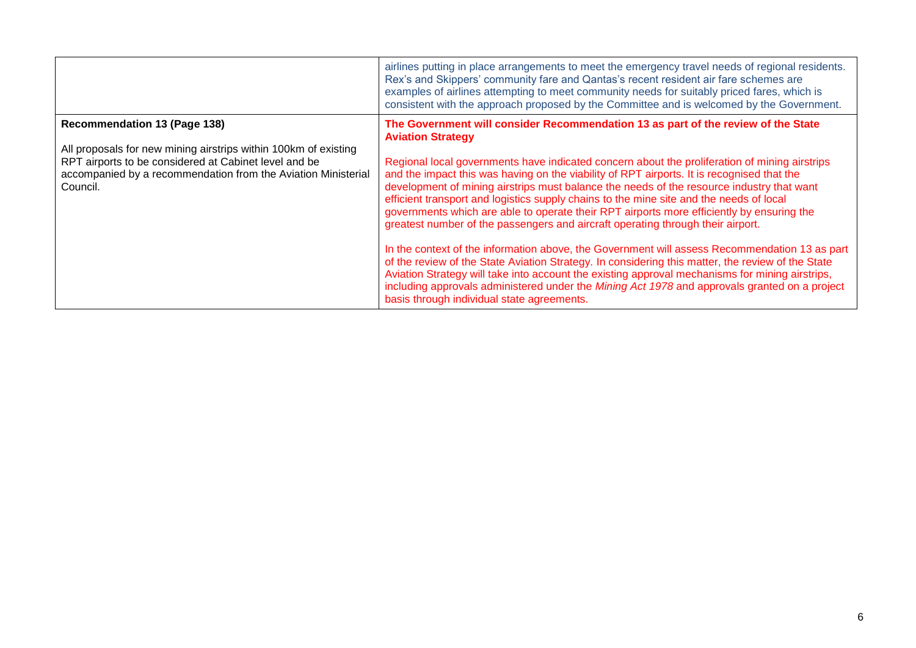| | |
|---|---|
| | airlines putting in place arrangements to meet the emergency travel needs of regional residents. Rex's and Skippers' community fare and Qantas's recent resident air fare schemes are examples of airlines attempting to meet community needs for suitably priced fares, which is consistent with the approach proposed by the Committee and is welcomed by the Government. |
| **Recommendation 13 (Page 138)**<br><br>All proposals for new mining airstrips within 100km of existing RPT airports to be considered at Cabinet level and be accompanied by a recommendation from the Aviation Ministerial Council. | **The Government will consider Recommendation 13 as part of the review of the State Aviation Strategy**<br><br>Regional local governments have indicated concern about the proliferation of mining airstrips and the impact this was having on the viability of RPT airports. It is recognised that the development of mining airstrips must balance the needs of the resource industry that want efficient transport and logistics supply chains to the mine site and the needs of local governments which are able to operate their RPT airports more efficiently by ensuring the greatest number of the passengers and aircraft operating through their airport.<br><br>In the context of the information above, the Government will assess Recommendation 13 as part of the review of the State Aviation Strategy. In considering this matter, the review of the State Aviation Strategy will take into account the existing approval mechanisms for mining airstrips, including approvals administered under the *Mining Act 1978* and approvals granted on a project basis through individual state agreements. |